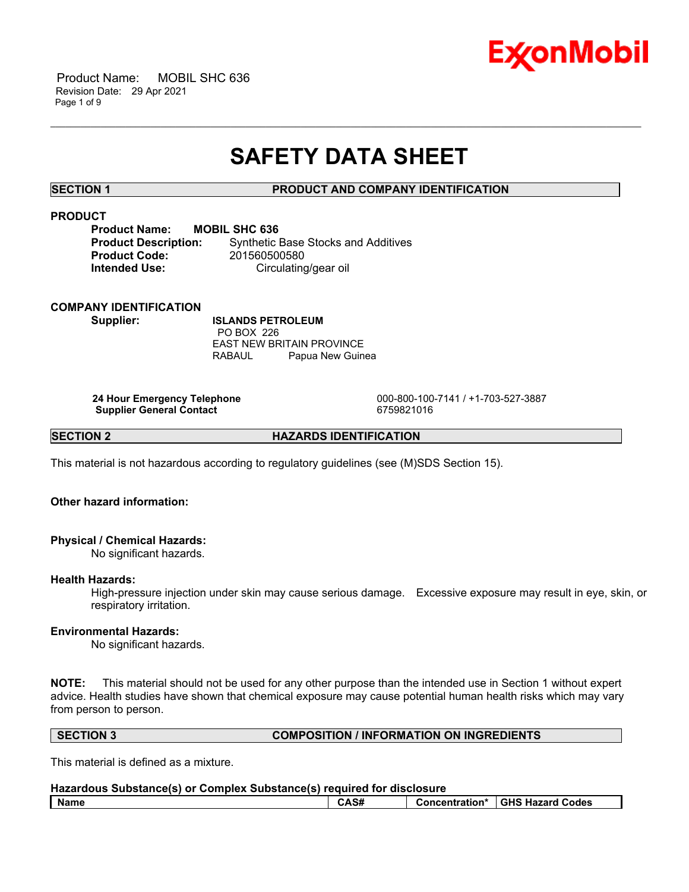# SAFETY DATA SHEET

## SECTION 1 PRODUCT AND COMPANY IDENTIFICATION

### PRODUCT

**Product Name:** **MOBIL SHC 636**
**Product Description:** Synthetic Base Stocks and Additives
**Product Code:** 201560500580
**Intended Use:** Circulating/gear oil

### COMPANY IDENTIFICATION

**Supplier:** **ISLANDS PETROLEUM**
PO BOX 226
EAST NEW BRITAIN PROVINCE
RABAUL Papua New Guinea

**24 Hour Emergency Telephone** 000-800-100-7141 / +1-703-527-3887
**Supplier General Contact** 6759821016

## SECTION 2 HAZARDS IDENTIFICATION

This material is not hazardous according to regulatory guidelines (see (M)SDS Section 15).

**Other hazard information:**

**Physical / Chemical Hazards:**
No significant hazards.

**Health Hazards:**
High-pressure injection under skin may cause serious damage. Excessive exposure may result in eye, skin, or respiratory irritation.

**Environmental Hazards:**
No significant hazards.

**NOTE:** This material should not be used for any other purpose than the intended use in Section 1 without expert advice. Health studies have shown that chemical exposure may cause potential human health risks which may vary from person to person.

## SECTION 3 COMPOSITION / INFORMATION ON INGREDIENTS

This material is defined as a mixture.

**Hazardous Substance(s) or Complex Substance(s) required for disclosure**

| Name | CAS# | Concentration* | GHS Hazard Codes |
|---|---|---|---|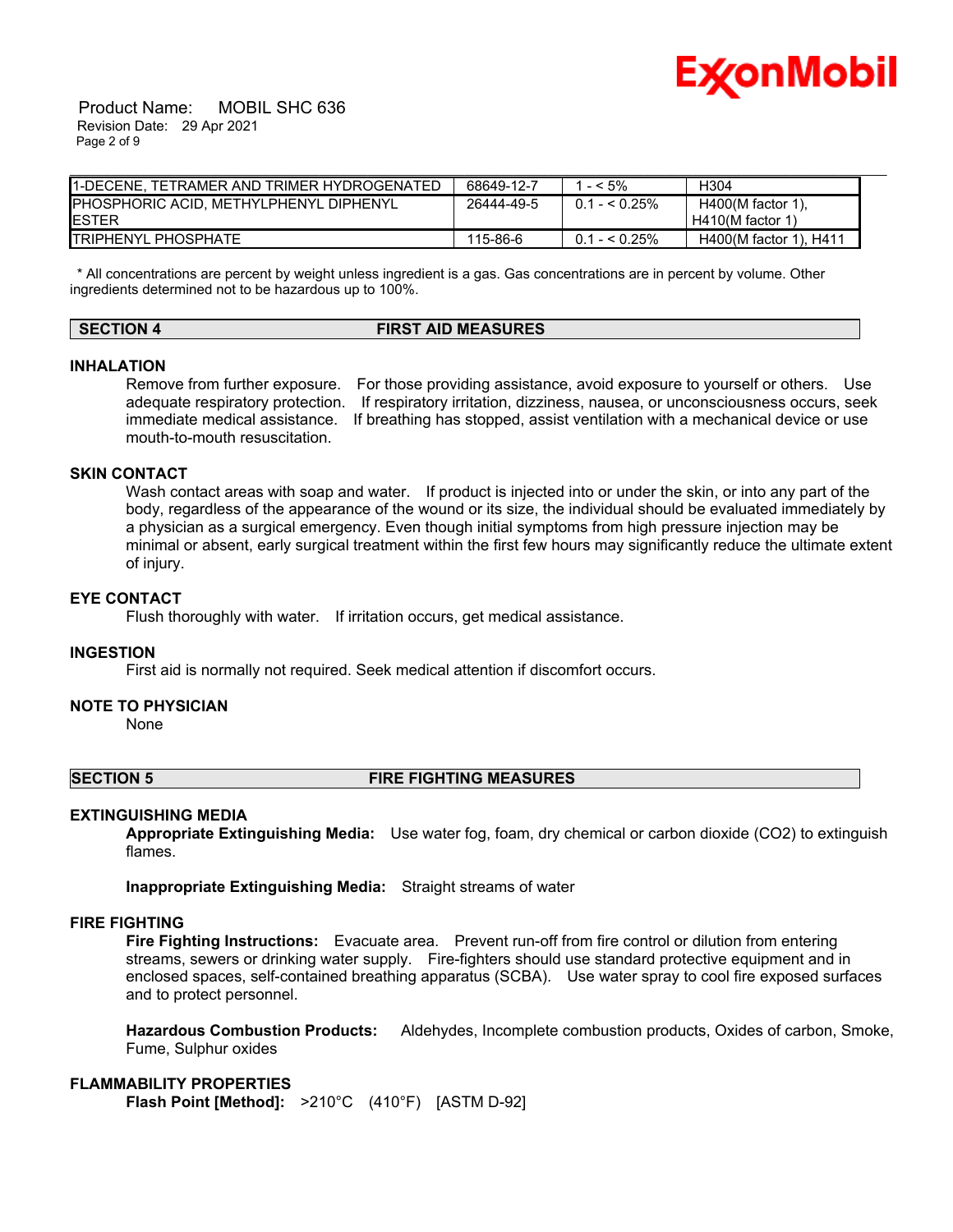| | | | |
|---|---|---|---|
| 1-DECENE, TETRAMER AND TRIMER HYDROGENATED | 68649-12-7 | 1 - < 5% | H304 |
| PHOSPHORIC ACID, METHYLPHENYL DIPHENYL ESTER | 26444-49-5 | 0.1 - < 0.25% | H400(M factor 1), H410(M factor 1) |
| TRIPHENYL PHOSPHATE | 115-86-6 | 0.1 - < 0.25% | H400(M factor 1), H411 |

* All concentrations are percent by weight unless ingredient is a gas. Gas concentrations are in percent by volume. Other ingredients determined not to be hazardous up to 100%.

## SECTION 4 FIRST AID MEASURES

### INHALATION

Remove from further exposure. For those providing assistance, avoid exposure to yourself or others. Use adequate respiratory protection. If respiratory irritation, dizziness, nausea, or unconsciousness occurs, seek immediate medical assistance. If breathing has stopped, assist ventilation with a mechanical device or use mouth-to-mouth resuscitation.

### SKIN CONTACT

Wash contact areas with soap and water. If product is injected into or under the skin, or into any part of the body, regardless of the appearance of the wound or its size, the individual should be evaluated immediately by a physician as a surgical emergency. Even though initial symptoms from high pressure injection may be minimal or absent, early surgical treatment within the first few hours may significantly reduce the ultimate extent of injury.

### EYE CONTACT

Flush thoroughly with water. If irritation occurs, get medical assistance.

### INGESTION

First aid is normally not required. Seek medical attention if discomfort occurs.

### NOTE TO PHYSICIAN

None

## SECTION 5 FIRE FIGHTING MEASURES

### EXTINGUISHING MEDIA

**Appropriate Extinguishing Media:** Use water fog, foam, dry chemical or carbon dioxide ($CO_2$) to extinguish flames.

**Inappropriate Extinguishing Media:** Straight streams of water

### FIRE FIGHTING

**Fire Fighting Instructions:** Evacuate area. Prevent run-off from fire control or dilution from entering streams, sewers or drinking water supply. Fire-fighters should use standard protective equipment and in enclosed spaces, self-contained breathing apparatus (SCBA). Use water spray to cool fire exposed surfaces and to protect personnel.

**Hazardous Combustion Products:** Aldehydes, Incomplete combustion products, Oxides of carbon, Smoke, Fume, Sulphur oxides

### FLAMMABILITY PROPERTIES

**Flash Point [Method]:** >210°C (410°F) [ASTM D-92]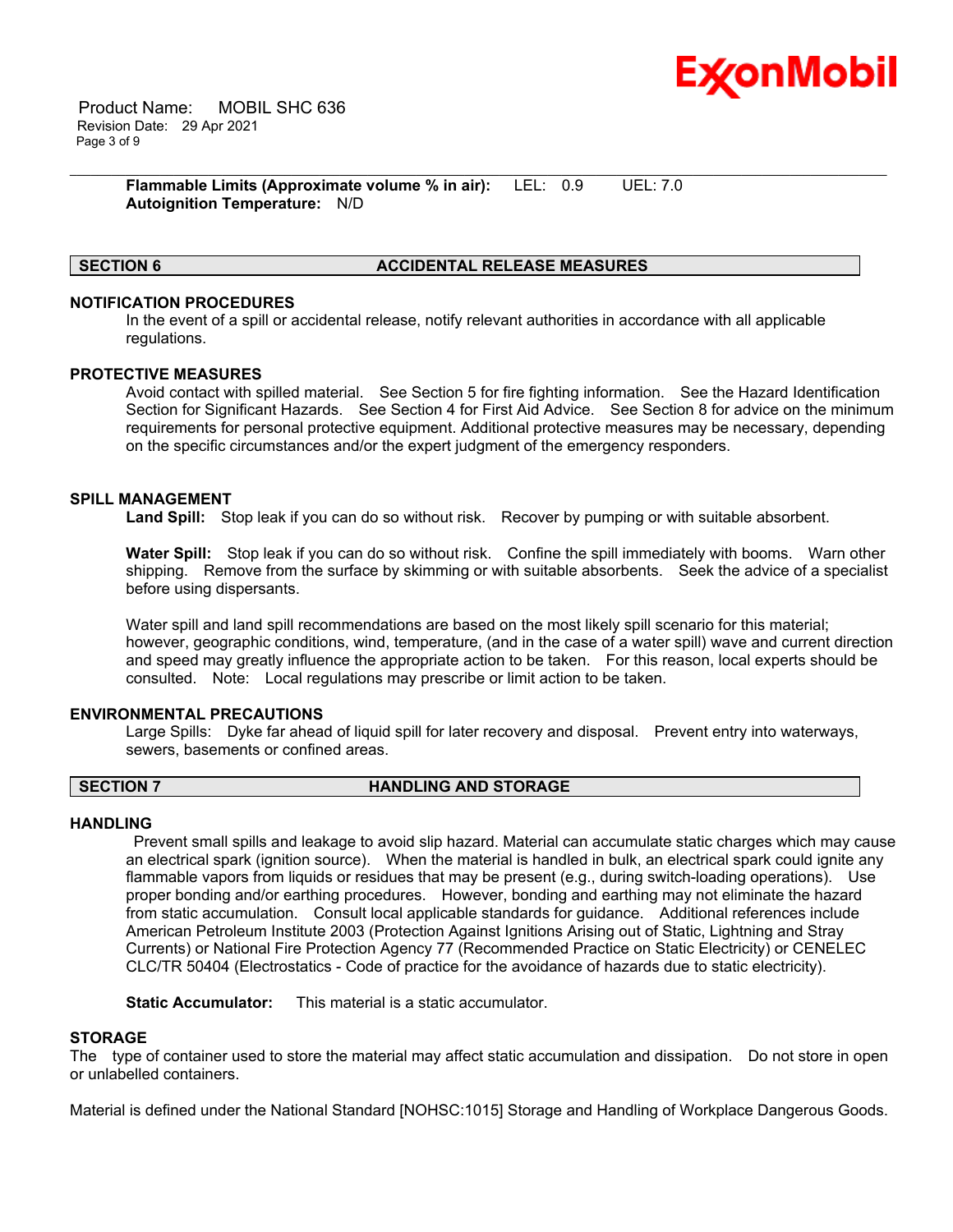**Flammable Limits (Approximate volume % in air):** LEL: 0.9 UEL: 7.0
**Autoignition Temperature:** N/D

## SECTION 6 ACCIDENTAL RELEASE MEASURES

### NOTIFICATION PROCEDURES

In the event of a spill or accidental release, notify relevant authorities in accordance with all applicable regulations.

### PROTECTIVE MEASURES

Avoid contact with spilled material. See Section 5 for fire fighting information. See the Hazard Identification Section for Significant Hazards. See Section 4 for First Aid Advice. See Section 8 for advice on the minimum requirements for personal protective equipment. Additional protective measures may be necessary, depending on the specific circumstances and/or the expert judgment of the emergency responders.

### SPILL MANAGEMENT

**Land Spill:** Stop leak if you can do so without risk. Recover by pumping or with suitable absorbent.

**Water Spill:** Stop leak if you can do so without risk. Confine the spill immediately with booms. Warn other shipping. Remove from the surface by skimming or with suitable absorbents. Seek the advice of a specialist before using dispersants.

Water spill and land spill recommendations are based on the most likely spill scenario for this material; however, geographic conditions, wind, temperature, (and in the case of a water spill) wave and current direction and speed may greatly influence the appropriate action to be taken. For this reason, local experts should be consulted. Note: Local regulations may prescribe or limit action to be taken.

### ENVIRONMENTAL PRECAUTIONS

Large Spills: Dyke far ahead of liquid spill for later recovery and disposal. Prevent entry into waterways, sewers, basements or confined areas.

## SECTION 7 HANDLING AND STORAGE

### HANDLING

Prevent small spills and leakage to avoid slip hazard. Material can accumulate static charges which may cause an electrical spark (ignition source). When the material is handled in bulk, an electrical spark could ignite any flammable vapors from liquids or residues that may be present (e.g., during switch-loading operations). Use proper bonding and/or earthing procedures. However, bonding and earthing may not eliminate the hazard from static accumulation. Consult local applicable standards for guidance. Additional references include American Petroleum Institute 2003 (Protection Against Ignitions Arising out of Static, Lightning and Stray Currents) or National Fire Protection Agency 77 (Recommended Practice on Static Electricity) or CENELEC CLC/TR 50404 (Electrostatics - Code of practice for the avoidance of hazards due to static electricity).

**Static Accumulator:** This material is a static accumulator.

### STORAGE

The type of container used to store the material may affect static accumulation and dissipation. Do not store in open or unlabelled containers.

Material is defined under the National Standard [NOHSC:1015] Storage and Handling of Workplace Dangerous Goods.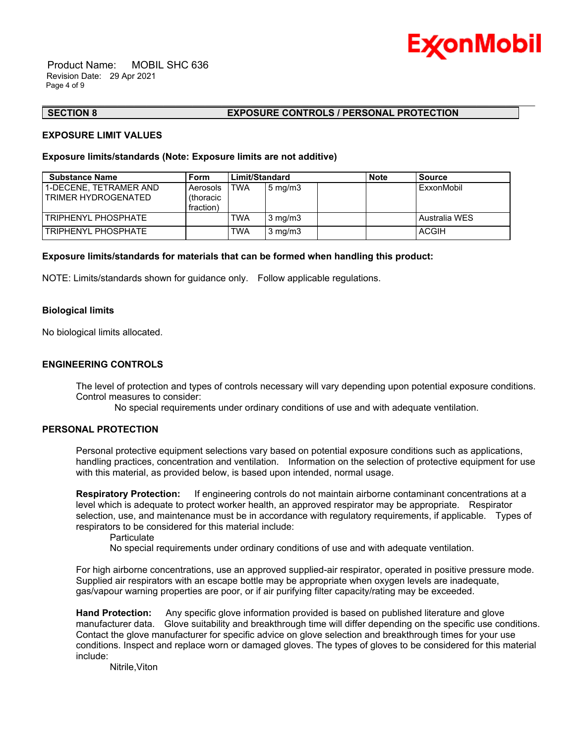## SECTION 8 EXPOSURE CONTROLS / PERSONAL PROTECTION

### EXPOSURE LIMIT VALUES

**Exposure limits/standards (Note: Exposure limits are not additive)**

| Substance Name | Form | Limit/Standard | | | Note | Source |
|---|---|---|---|---|---|---|
| 1-DECENE, TETRAMER AND TRIMER HYDROGENATED | Aerosols (thoracic fraction) | TWA | 5 mg/m3 | | | ExxonMobil |
| TRIPHENYL PHOSPHATE | | TWA | 3 mg/m3 | | | Australia WES |
| TRIPHENYL PHOSPHATE | | TWA | 3 mg/m3 | | | ACGIH |

**Exposure limits/standards for materials that can be formed when handling this product:**

NOTE: Limits/standards shown for guidance only. Follow applicable regulations.

**Biological limits**

No biological limits allocated.

### ENGINEERING CONTROLS

The level of protection and types of controls necessary will vary depending upon potential exposure conditions. Control measures to consider:

No special requirements under ordinary conditions of use and with adequate ventilation.

### PERSONAL PROTECTION

Personal protective equipment selections vary based on potential exposure conditions such as applications, handling practices, concentration and ventilation. Information on the selection of protective equipment for use with this material, as provided below, is based upon intended, normal usage.

**Respiratory Protection:** If engineering controls do not maintain airborne contaminant concentrations at a level which is adequate to protect worker health, an approved respirator may be appropriate. Respirator selection, use, and maintenance must be in accordance with regulatory requirements, if applicable. Types of respirators to be considered for this material include:

Particulate

No special requirements under ordinary conditions of use and with adequate ventilation.

For high airborne concentrations, use an approved supplied-air respirator, operated in positive pressure mode. Supplied air respirators with an escape bottle may be appropriate when oxygen levels are inadequate, gas/vapour warning properties are poor, or if air purifying filter capacity/rating may be exceeded.

**Hand Protection:** Any specific glove information provided is based on published literature and glove manufacturer data. Glove suitability and breakthrough time will differ depending on the specific use conditions. Contact the glove manufacturer for specific advice on glove selection and breakthrough times for your use conditions. Inspect and replace worn or damaged gloves. The types of gloves to be considered for this material include:

Nitrile,Viton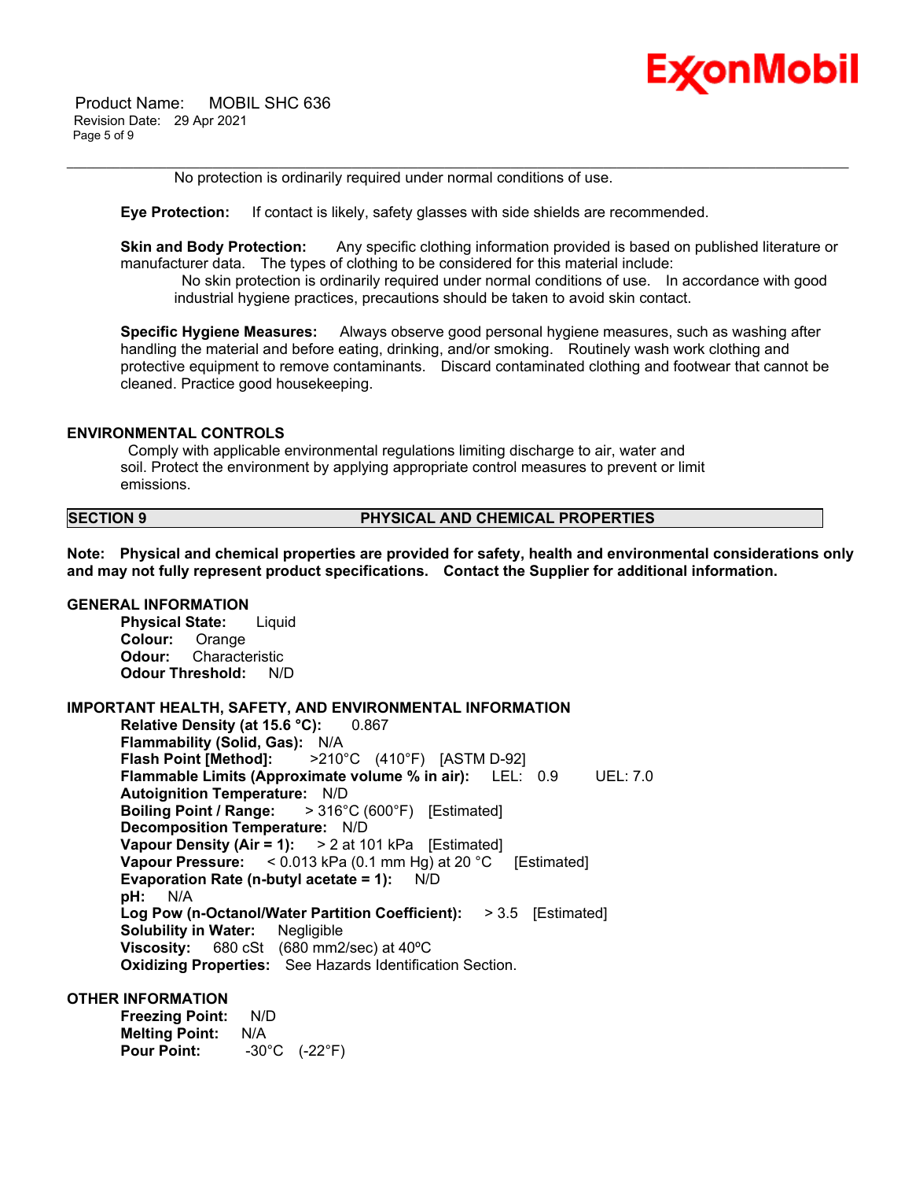No protection is ordinarily required under normal conditions of use.

**Eye Protection:** If contact is likely, safety glasses with side shields are recommended.

**Skin and Body Protection:** Any specific clothing information provided is based on published literature or manufacturer data. The types of clothing to be considered for this material include:

No skin protection is ordinarily required under normal conditions of use. In accordance with good industrial hygiene practices, precautions should be taken to avoid skin contact.

**Specific Hygiene Measures:** Always observe good personal hygiene measures, such as washing after handling the material and before eating, drinking, and/or smoking. Routinely wash work clothing and protective equipment to remove contaminants. Discard contaminated clothing and footwear that cannot be cleaned. Practice good housekeeping.

### ENVIRONMENTAL CONTROLS

Comply with applicable environmental regulations limiting discharge to air, water and soil. Protect the environment by applying appropriate control measures to prevent or limit emissions.

## SECTION 9 PHYSICAL AND CHEMICAL PROPERTIES

**Note: Physical and chemical properties are provided for safety, health and environmental considerations only and may not fully represent product specifications. Contact the Supplier for additional information.**

### GENERAL INFORMATION

**Physical State:** Liquid
**Colour:** Orange
**Odour:** Characteristic
**Odour Threshold:** N/D

### IMPORTANT HEALTH, SAFETY, AND ENVIRONMENTAL INFORMATION

**Relative Density (at 15.6 °C):** 0.867
**Flammability (Solid, Gas):** N/A
**Flash Point [Method]:** >210°C (410°F) [ASTM D-92]
**Flammable Limits (Approximate volume % in air):** LEL: 0.9 UEL: 7.0
**Autoignition Temperature:** N/D
**Boiling Point / Range:** > 316°C (600°F) [Estimated]
**Decomposition Temperature:** N/D
**Vapour Density (Air = 1):** > 2 at 101 kPa [Estimated]
**Vapour Pressure:** < 0.013 kPa (0.1 mm Hg) at 20 °C [Estimated]
**Evaporation Rate (n-butyl acetate = 1):** N/D
**pH:** N/A
**Log Pow (n-Octanol/Water Partition Coefficient):** > 3.5 [Estimated]
**Solubility in Water:** Negligible
**Viscosity:** 680 cSt (680 mm2/sec) at 40ºC
**Oxidizing Properties:** See Hazards Identification Section.

### OTHER INFORMATION

**Freezing Point:** N/D
**Melting Point:** N/A
**Pour Point:** -30°C (-22°F)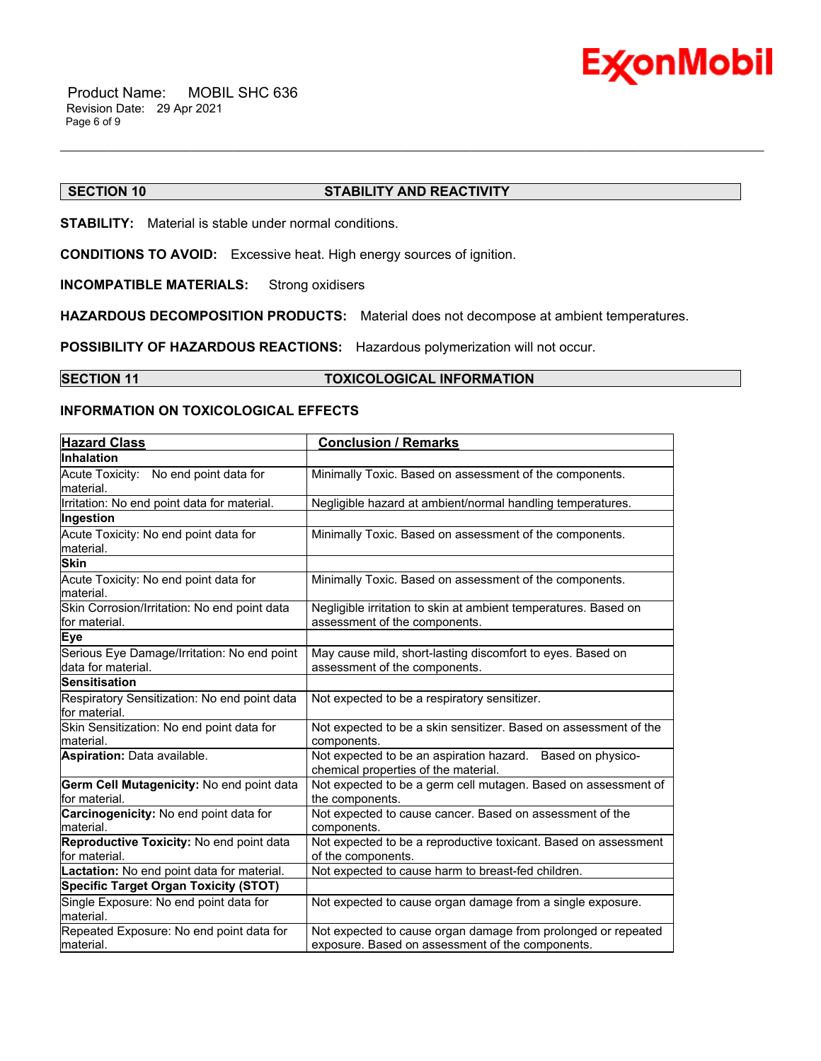## SECTION 10 STABILITY AND REACTIVITY

**STABILITY:** Material is stable under normal conditions.

**CONDITIONS TO AVOID:** Excessive heat. High energy sources of ignition.

**INCOMPATIBLE MATERIALS:** Strong oxidisers

**HAZARDOUS DECOMPOSITION PRODUCTS:** Material does not decompose at ambient temperatures.

**POSSIBILITY OF HAZARDOUS REACTIONS:** Hazardous polymerization will not occur.

## SECTION 11 TOXICOLOGICAL INFORMATION

### INFORMATION ON TOXICOLOGICAL EFFECTS

| Hazard Class | Conclusion / Remarks |
|---|---|
| **Inhalation** | |
| Acute Toxicity: No end point data for material. | Minimally Toxic. Based on assessment of the components. |
| Irritation: No end point data for material. | Negligible hazard at ambient/normal handling temperatures. |
| **Ingestion** | |
| Acute Toxicity: No end point data for material. | Minimally Toxic. Based on assessment of the components. |
| **Skin** | |
| Acute Toxicity: No end point data for material. | Minimally Toxic. Based on assessment of the components. |
| Skin Corrosion/Irritation: No end point data for material. | Negligible irritation to skin at ambient temperatures. Based on assessment of the components. |
| **Eye** | |
| Serious Eye Damage/Irritation: No end point data for material. | May cause mild, short-lasting discomfort to eyes. Based on assessment of the components. |
| **Sensitisation** | |
| Respiratory Sensitization: No end point data for material. | Not expected to be a respiratory sensitizer. |
| Skin Sensitization: No end point data for material. | Not expected to be a skin sensitizer. Based on assessment of the components. |
| **Aspiration:** Data available. | Not expected to be an aspiration hazard. Based on physico-chemical properties of the material. |
| **Germ Cell Mutagenicity:** No end point data for material. | Not expected to be a germ cell mutagen. Based on assessment of the components. |
| **Carcinogenicity:** No end point data for material. | Not expected to cause cancer. Based on assessment of the components. |
| **Reproductive Toxicity:** No end point data for material. | Not expected to be a reproductive toxicant. Based on assessment of the components. |
| **Lactation:** No end point data for material. | Not expected to cause harm to breast-fed children. |
| **Specific Target Organ Toxicity (STOT)** | |
| Single Exposure: No end point data for material. | Not expected to cause organ damage from a single exposure. |
| Repeated Exposure: No end point data for material. | Not expected to cause organ damage from prolonged or repeated exposure. Based on assessment of the components. |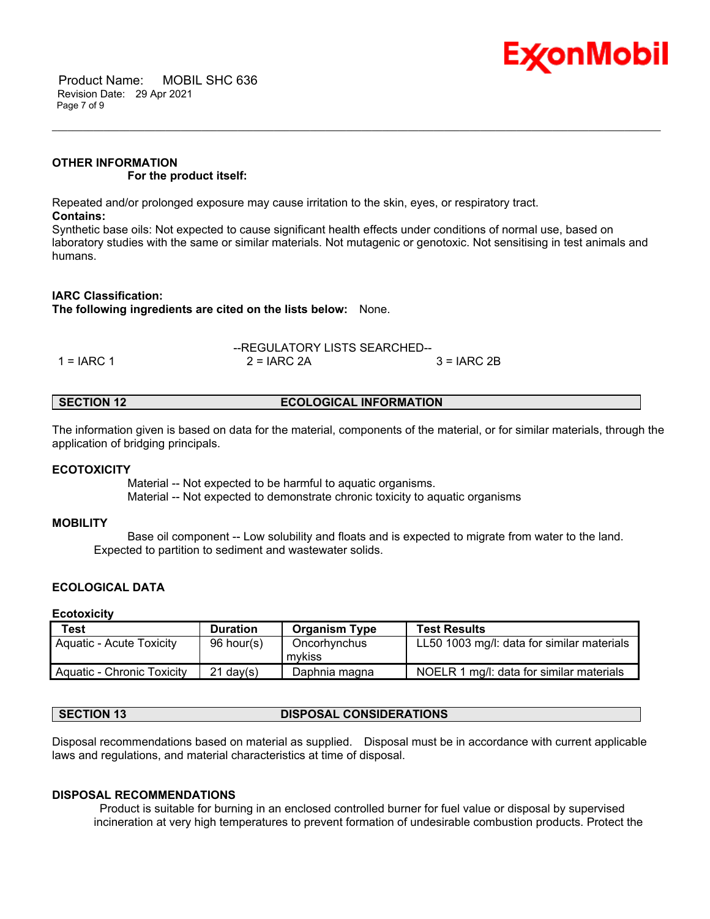### OTHER INFORMATION

**For the product itself:**

Repeated and/or prolonged exposure may cause irritation to the skin, eyes, or respiratory tract.

**Contains:**

Synthetic base oils: Not expected to cause significant health effects under conditions of normal use, based on laboratory studies with the same or similar materials. Not mutagenic or genotoxic. Not sensitising in test animals and humans.

**IARC Classification:**

**The following ingredients are cited on the lists below:** None.

--REGULATORY LISTS SEARCHED--

1 = IARC 1 2 = IARC 2A 3 = IARC 2B

## SECTION 12 ECOLOGICAL INFORMATION

The information given is based on data for the material, components of the material, or for similar materials, through the application of bridging principals.

### ECOTOXICITY

Material -- Not expected to be harmful to aquatic organisms.
Material -- Not expected to demonstrate chronic toxicity to aquatic organisms

### MOBILITY

Base oil component -- Low solubility and floats and is expected to migrate from water to the land. Expected to partition to sediment and wastewater solids.

### ECOLOGICAL DATA

**Ecotoxicity**

| Test | Duration | Organism Type | Test Results |
|---|---|---|---|
| Aquatic - Acute Toxicity | 96 hour(s) | Oncorhynchus mykiss | LL50 1003 mg/l: data for similar materials |
| Aquatic - Chronic Toxicity | 21 day(s) | Daphnia magna | NOELR 1 mg/l: data for similar materials |

## SECTION 13 DISPOSAL CONSIDERATIONS

Disposal recommendations based on material as supplied. Disposal must be in accordance with current applicable laws and regulations, and material characteristics at time of disposal.

### DISPOSAL RECOMMENDATIONS

Product is suitable for burning in an enclosed controlled burner for fuel value or disposal by supervised incineration at very high temperatures to prevent formation of undesirable combustion products. Protect the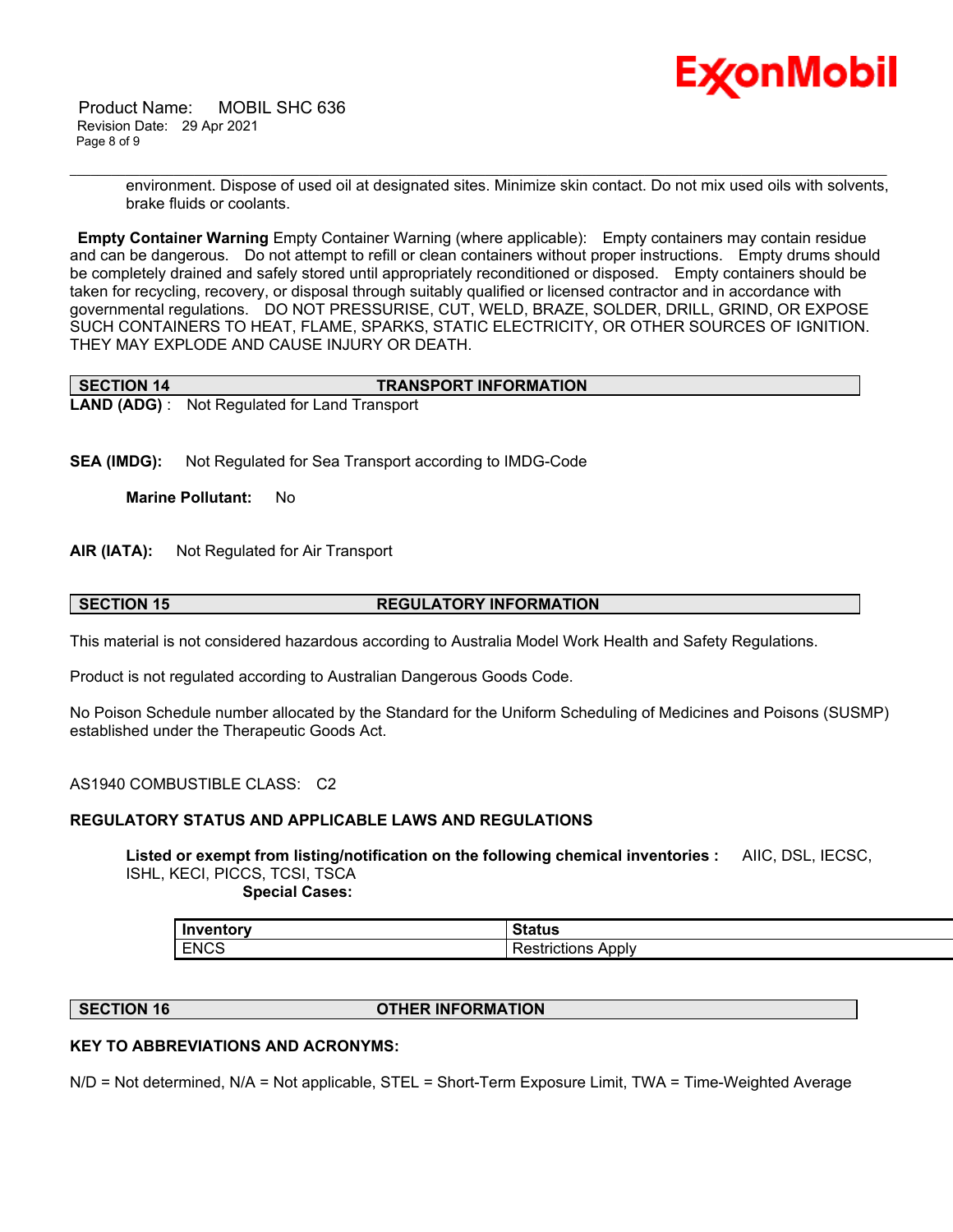environment. Dispose of used oil at designated sites. Minimize skin contact. Do not mix used oils with solvents, brake fluids or coolants.

**Empty Container Warning** Empty Container Warning (where applicable): Empty containers may contain residue and can be dangerous. Do not attempt to refill or clean containers without proper instructions. Empty drums should be completely drained and safely stored until appropriately reconditioned or disposed. Empty containers should be taken for recycling, recovery, or disposal through suitably qualified or licensed contractor and in accordance with governmental regulations. DO NOT PRESSURISE, CUT, WELD, BRAZE, SOLDER, DRILL, GRIND, OR EXPOSE SUCH CONTAINERS TO HEAT, FLAME, SPARKS, STATIC ELECTRICITY, OR OTHER SOURCES OF IGNITION. THEY MAY EXPLODE AND CAUSE INJURY OR DEATH.

## SECTION 14 TRANSPORT INFORMATION

**LAND (ADG)** : Not Regulated for Land Transport

**SEA (IMDG):** Not Regulated for Sea Transport according to IMDG-Code

**Marine Pollutant:** No

**AIR (IATA):** Not Regulated for Air Transport

## SECTION 15 REGULATORY INFORMATION

This material is not considered hazardous according to Australia Model Work Health and Safety Regulations.

Product is not regulated according to Australian Dangerous Goods Code.

No Poison Schedule number allocated by the Standard for the Uniform Scheduling of Medicines and Poisons (SUSMP) established under the Therapeutic Goods Act.

AS1940 COMBUSTIBLE CLASS: C2

**REGULATORY STATUS AND APPLICABLE LAWS AND REGULATIONS**

**Listed or exempt from listing/notification on the following chemical inventories :** AIIC, DSL, IECSC, ISHL, KECI, PICCS, TCSI, TSCA

**Special Cases:**

| Inventory | Status |
|---|---|
| ENCS | Restrictions Apply |

## SECTION 16 OTHER INFORMATION

**KEY TO ABBREVIATIONS AND ACRONYMS:**

N/D = Not determined, N/A = Not applicable, STEL = Short-Term Exposure Limit, TWA = Time-Weighted Average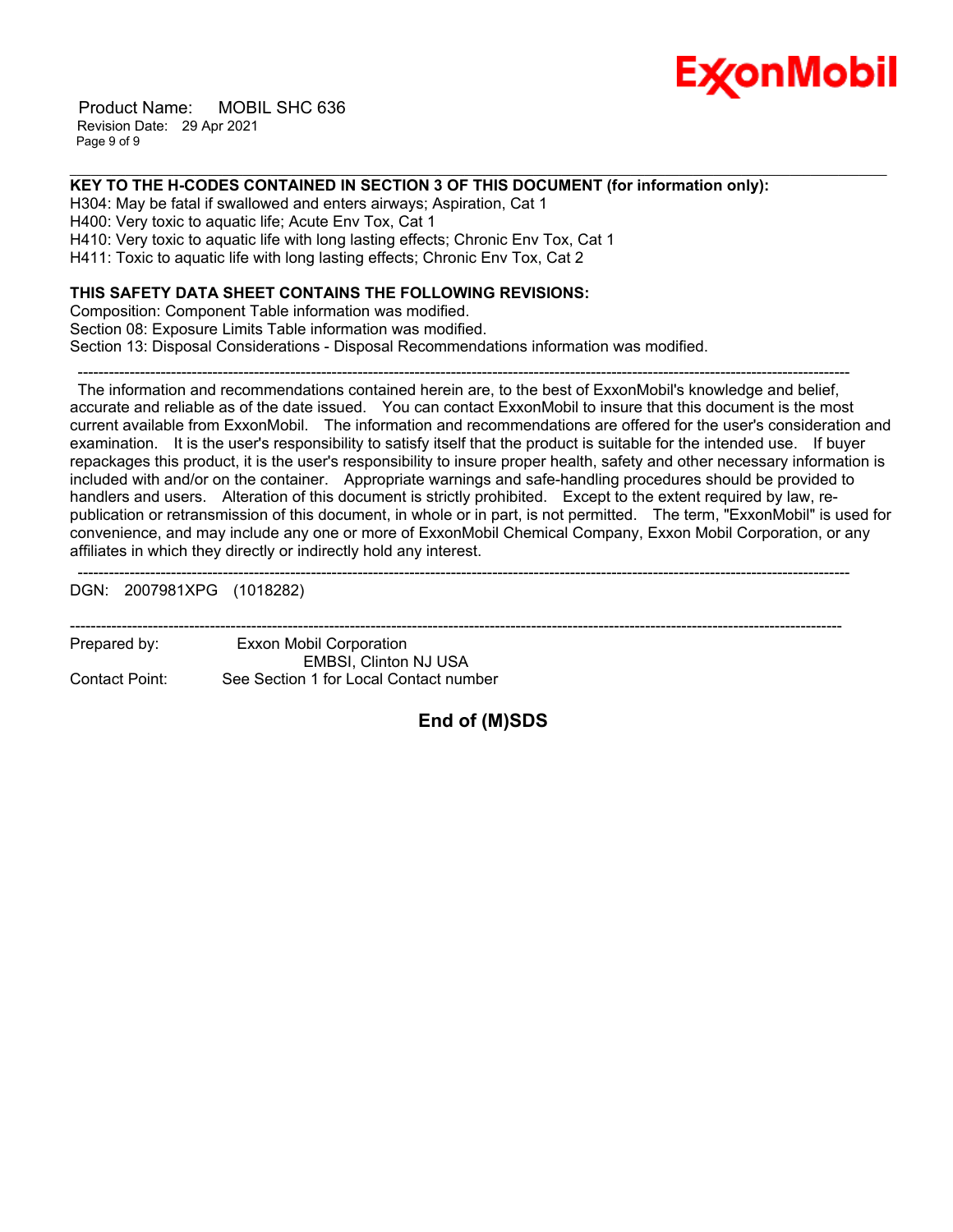**KEY TO THE H-CODES CONTAINED IN SECTION 3 OF THIS DOCUMENT (for information only):**

H304: May be fatal if swallowed and enters airways; Aspiration, Cat 1
H400: Very toxic to aquatic life; Acute Env Tox, Cat 1
H410: Very toxic to aquatic life with long lasting effects; Chronic Env Tox, Cat 1
H411: Toxic to aquatic life with long lasting effects; Chronic Env Tox, Cat 2

**THIS SAFETY DATA SHEET CONTAINS THE FOLLOWING REVISIONS:**

Composition: Component Table information was modified.
Section 08: Exposure Limits Table information was modified.
Section 13: Disposal Considerations - Disposal Recommendations information was modified.

---

The information and recommendations contained herein are, to the best of ExxonMobil's knowledge and belief, accurate and reliable as of the date issued. You can contact ExxonMobil to insure that this document is the most current available from ExxonMobil. The information and recommendations are offered for the user's consideration and examination. It is the user's responsibility to satisfy itself that the product is suitable for the intended use. If buyer repackages this product, it is the user's responsibility to insure proper health, safety and other necessary information is included with and/or on the container. Appropriate warnings and safe-handling procedures should be provided to handlers and users. Alteration of this document is strictly prohibited. Except to the extent required by law, re-publication or retransmission of this document, in whole or in part, is not permitted. The term, "ExxonMobil" is used for convenience, and may include any one or more of ExxonMobil Chemical Company, Exxon Mobil Corporation, or any affiliates in which they directly or indirectly hold any interest.

---

DGN: 2007981XPG (1018282)

---

Prepared by: Exxon Mobil Corporation
EMBSI, Clinton NJ USA
Contact Point: See Section 1 for Local Contact number

**End of (M)SDS**